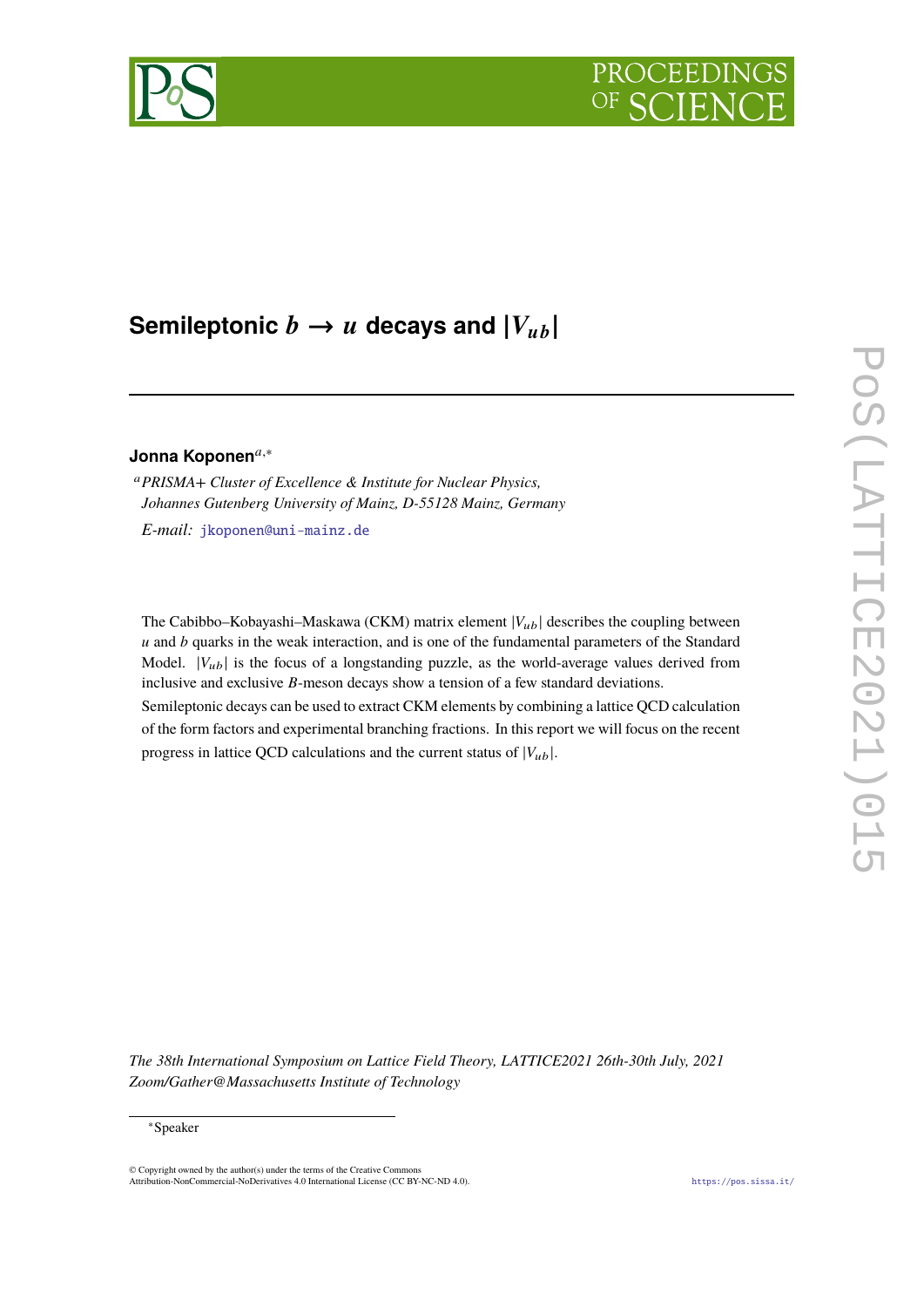# Semileptonic $b \to u$ decays and $|V_{ub}|$

**Jonna Koponen**[a,*]

[a] *PRISMA+ Cluster of Excellence & Institute for Nuclear Physics, Johannes Gutenberg University of Mainz, D-55128 Mainz, Germany*

*E-mail:* jkoponen@uni-mainz.de

The Cabibbo–Kobayashi–Maskawa (CKM) matrix element $|V_{ub}|$ describes the coupling between $u$ and $b$ quarks in the weak interaction, and is one of the fundamental parameters of the Standard Model. $|V_{ub}|$ is the focus of a longstanding puzzle, as the world-average values derived from inclusive and exclusive $B$-meson decays show a tension of a few standard deviations.

Semileptonic decays can be used to extract CKM elements by combining a lattice QCD calculation of the form factors and experimental branching fractions. In this report we will focus on the recent progress in lattice QCD calculations and the current status of $|V_{ub}|$.

*The 38th International Symposium on Lattice Field Theory, LATTICE2021 26th-30th July, 2021 Zoom/Gather@Massachusetts Institute of Technology*

[*] Speaker

© Copyright owned by the author(s) under the terms of the Creative Commons Attribution-NonCommercial-NoDerivatives 4.0 International License (CC BY-NC-ND 4.0).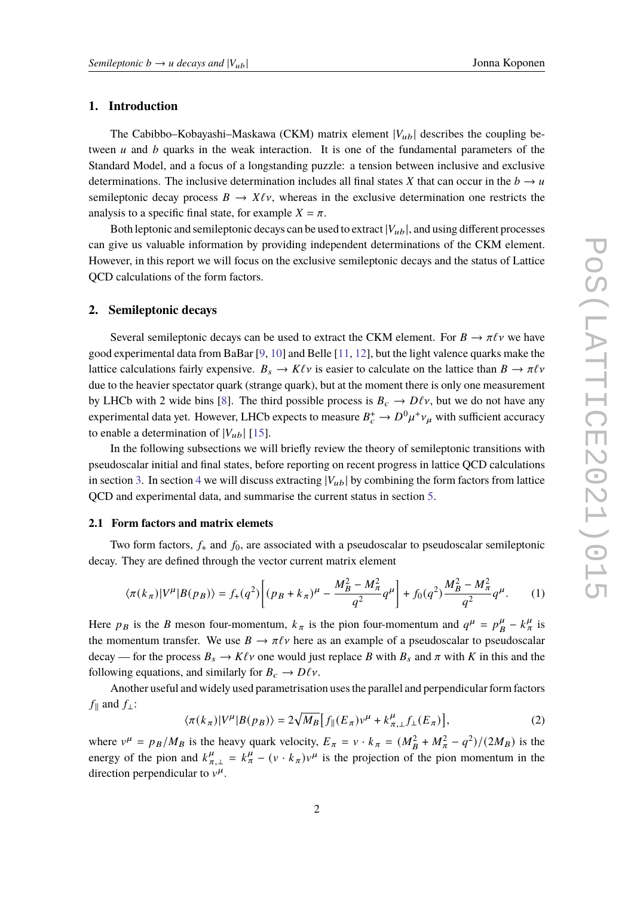## 1. Introduction

The Cabibbo–Kobayashi–Maskawa (CKM) matrix element $|V_{ub}|$ describes the coupling between $u$ and $b$ quarks in the weak interaction. It is one of the fundamental parameters of the Standard Model, and a focus of a longstanding puzzle: a tension between inclusive and exclusive determinations. The inclusive determination includes all final states $X$ that can occur in the $b \to u$ semileptonic decay process $B \to X\ell\nu$, whereas in the exclusive determination one restricts the analysis to a specific final state, for example $X = \pi$.

Both leptonic and semileptonic decays can be used to extract $|V_{ub}|$, and using different processes can give us valuable information by providing independent determinations of the CKM element. However, in this report we will focus on the exclusive semileptonic decays and the status of Lattice QCD calculations of the form factors.

## 2. Semileptonic decays

Several semileptonic decays can be used to extract the CKM element. For $B \to \pi\ell\nu$ we have good experimental data from BaBar [9, 10] and Belle [11, 12], but the light valence quarks make the lattice calculations fairly expensive. $B_s \to K\ell\nu$ is easier to calculate on the lattice than $B \to \pi\ell\nu$ due to the heavier spectator quark (strange quark), but at the moment there is only one measurement by LHCb with 2 wide bins [8]. The third possible process is $B_c \to D\ell\nu$, but we do not have any experimental data yet. However, LHCb expects to measure $B_c^+ \to D^0\mu^+\nu_\mu$ with sufficient accuracy to enable a determination of $|V_{ub}|$ [15].

In the following subsections we will briefly review the theory of semileptonic transitions with pseudoscalar initial and final states, before reporting on recent progress in lattice QCD calculations in section 3. In section 4 we will discuss extracting $|V_{ub}|$ by combining the form factors from lattice QCD and experimental data, and summarise the current status in section 5.

### 2.1 Form factors and matrix elemets

Two form factors, $f_+$ and $f_0$, are associated with a pseudoscalar to pseudoscalar semileptonic decay. They are defined through the vector current matrix element

$$\langle \pi(k_\pi)|V^\mu|B(p_B)\rangle = f_+(q^2)\left[(p_B + k_\pi)^\mu - \frac{M_B^2 - M_\pi^2}{q^2}q^\mu\right] + f_0(q^2)\frac{M_B^2 - M_\pi^2}{q^2}q^\mu. \tag{1}$$

Here $p_B$ is the $B$ meson four-momentum, $k_\pi$ is the pion four-momentum and $q^\mu = p_B^\mu - k_\pi^\mu$ is the momentum transfer. We use $B \to \pi\ell\nu$ here as an example of a pseudoscalar to pseudoscalar decay — for the process $B_s \to K\ell\nu$ one would just replace $B$ with $B_s$ and $\pi$ with $K$ in this and the following equations, and similarly for $B_c \to D\ell\nu$.

Another useful and widely used parametrisation uses the parallel and perpendicular form factors $f_\parallel$ and $f_\perp$:

$$\langle \pi(k_\pi)|V^\mu|B(p_B)\rangle = 2\sqrt{M_B}\left[f_\parallel(E_\pi)v^\mu + k^\mu_{\pi,\perp}f_\perp(E_\pi)\right], \tag{2}$$

where $v^\mu = p_B/M_B$ is the heavy quark velocity, $E_\pi = v \cdot k_\pi = (M_B^2 + M_\pi^2 - q^2)/(2M_B)$ is the energy of the pion and $k^\mu_{\pi,\perp} = k^\mu_\pi - (v \cdot k_\pi)v^\mu$ is the projection of the pion momentum in the direction perpendicular to $v^\mu$.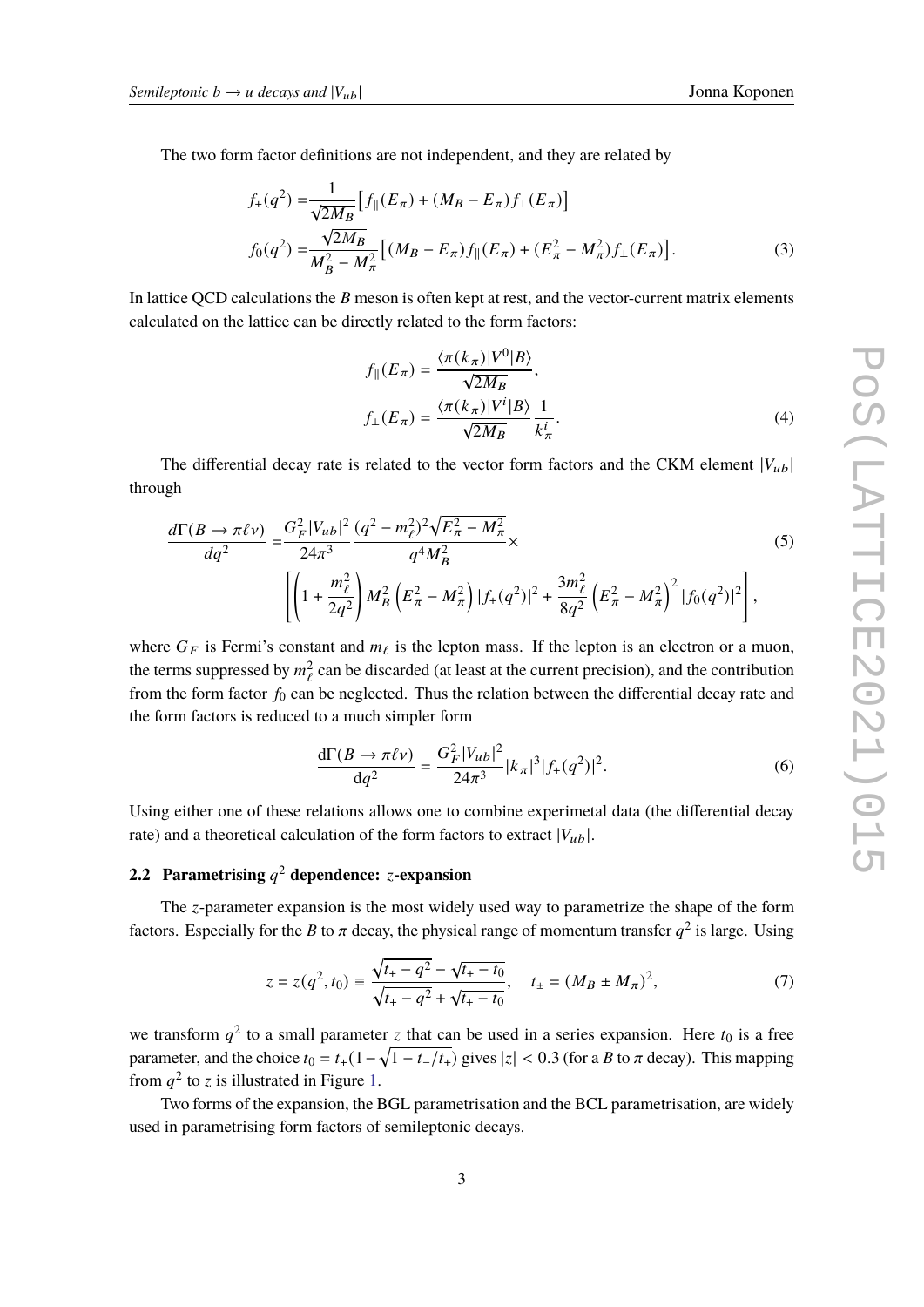The two form factor definitions are not independent, and they are related by

$$
\begin{aligned}
f_+(q^2) =& \frac{1}{\sqrt{2M_B}}\left[f_\parallel(E_\pi) + (M_B - E_\pi) f_\perp(E_\pi)\right] \\
f_0(q^2) =& \frac{\sqrt{2M_B}}{M_B^2 - M_\pi^2}\left[(M_B - E_\pi) f_\parallel(E_\pi) + (E_\pi^2 - M_\pi^2) f_\perp(E_\pi)\right].
\end{aligned} \tag{3}
$$

In lattice QCD calculations the $B$ meson is often kept at rest, and the vector-current matrix elements calculated on the lattice can be directly related to the form factors:

$$
\begin{aligned}
f_\parallel(E_\pi) &= \frac{\langle \pi(k_\pi)|V^0|B\rangle}{\sqrt{2M_B}}, \\
f_\perp(E_\pi) &= \frac{\langle \pi(k_\pi)|V^i|B\rangle}{\sqrt{2M_B}}\frac{1}{k_\pi^i}.
\end{aligned} \tag{4}
$$

The differential decay rate is related to the vector form factors and the CKM element $|V_{ub}|$ through

$$
\begin{aligned}
\frac{d\Gamma(B\to\pi\ell\nu)}{dq^2} =& \frac{G_F^2|V_{ub}|^2}{24\pi^3}\frac{(q^2-m_\ell^2)^2\sqrt{E_\pi^2-M_\pi^2}}{q^4M_B^2}\times \\
& \left[\left(1+\frac{m_\ell^2}{2q^2}\right)M_B^2\left(E_\pi^2-M_\pi^2\right)|f_+(q^2)|^2 + \frac{3m_\ell^2}{8q^2}\left(E_\pi^2-M_\pi^2\right)^2|f_0(q^2)|^2\right],
\end{aligned} \tag{5}
$$

where $G_F$ is Fermi's constant and $m_\ell$ is the lepton mass. If the lepton is an electron or a muon, the terms suppressed by $m_\ell^2$ can be discarded (at least at the current precision), and the contribution from the form factor $f_0$ can be neglected. Thus the relation between the differential decay rate and the form factors is reduced to a much simpler form

$$
\frac{\mathrm{d}\Gamma(B\to\pi\ell\nu)}{\mathrm{d}q^2} = \frac{G_F^2|V_{ub}|^2}{24\pi^3}|k_\pi|^3|f_+(q^2)|^2. \tag{6}
$$

Using either one of these relations allows one to combine experimetal data (the differential decay rate) and a theoretical calculation of the form factors to extract $|V_{ub}|$.

### 2.2 Parametrising $q^2$ dependence: $z$-expansion

The $z$-parameter expansion is the most widely used way to parametrize the shape of the form factors. Especially for the $B$ to $\pi$ decay, the physical range of momentum transfer $q^2$ is large. Using

$$
z = z(q^2, t_0) \equiv \frac{\sqrt{t_+ - q^2} - \sqrt{t_+ - t_0}}{\sqrt{t_+ - q^2} + \sqrt{t_+ - t_0}}, \quad t_\pm = (M_B \pm M_\pi)^2, \tag{7}
$$

we transform $q^2$ to a small parameter $z$ that can be used in a series expansion. Here $t_0$ is a free parameter, and the choice $t_0 = t_+(1-\sqrt{1-t_-/t_+})$ gives $|z| < 0.3$ (for a $B$ to $\pi$ decay). This mapping from $q^2$ to $z$ is illustrated in Figure 1.

Two forms of the expansion, the BGL parametrisation and the BCL parametrisation, are widely used in parametrising form factors of semileptonic decays.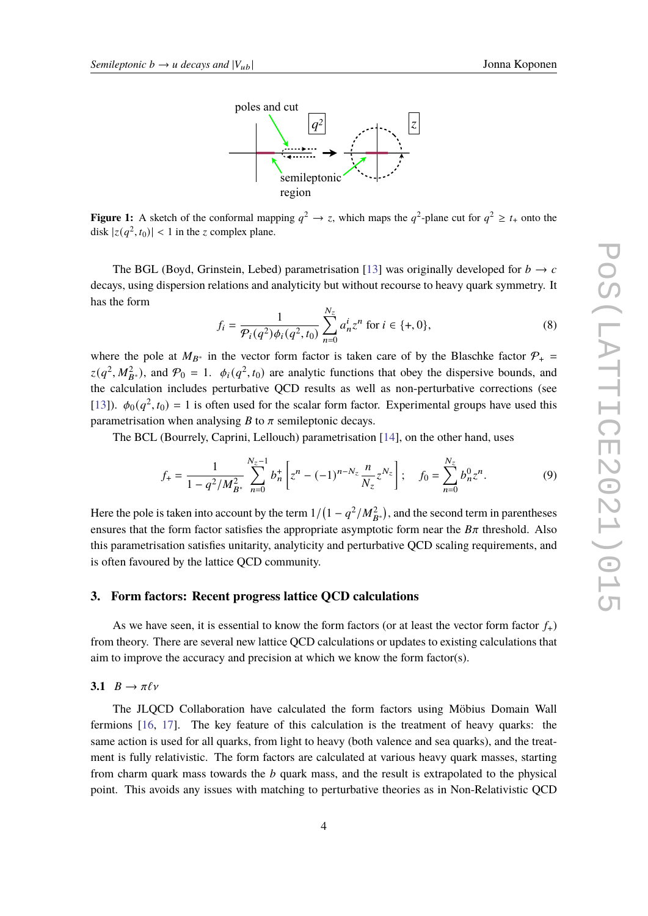**Figure 1:** A sketch of the conformal mapping $q^2 \to z$, which maps the $q^2$-plane cut for $q^2 \geq t_+$ onto the disk $|z(q^2, t_0)| < 1$ in the $z$ complex plane.

The BGL (Boyd, Grinstein, Lebed) parametrisation [13] was originally developed for $b \to c$ decays, using dispersion relations and analyticity but without recourse to heavy quark symmetry. It has the form

$$f_i = \frac{1}{\mathcal{P}_i(q^2)\phi_i(q^2, t_0)} \sum_{n=0}^{N_z} a_n^i z^n \text{ for } i \in \{+, 0\}, \tag{8}$$

where the pole at $M_{B^*}$ in the vector form factor is taken care of by the Blaschke factor $\mathcal{P}_+ = z(q^2, M_{B^*}^2)$, and $\mathcal{P}_0 = 1$. $\phi_i(q^2, t_0)$ are analytic functions that obey the dispersive bounds, and the calculation includes perturbative QCD results as well as non-perturbative corrections (see [13]). $\phi_0(q^2, t_0) = 1$ is often used for the scalar form factor. Experimental groups have used this parametrisation when analysing $B$ to $\pi$ semileptonic decays.

The BCL (Bourrely, Caprini, Lellouch) parametrisation [14], on the other hand, uses

$$f_+ = \frac{1}{1 - q^2/M_{B^*}^2} \sum_{n=0}^{N_z - 1} b_n^+ \left[ z^n - (-1)^{n - N_z} \frac{n}{N_z} z^{N_z} \right]; \quad f_0 = \sum_{n=0}^{N_z} b_n^0 z^n. \tag{9}$$

Here the pole is taken into account by the term $1/\left(1 - q^2/M_{B^*}^2\right)$, and the second term in parentheses ensures that the form factor satisfies the appropriate asymptotic form near the $B\pi$ threshold. Also this parametrisation satisfies unitarity, analyticity and perturbative QCD scaling requirements, and is often favoured by the lattice QCD community.

## 3. Form factors: Recent progress lattice QCD calculations

As we have seen, it is essential to know the form factors (or at least the vector form factor $f_+$) from theory. There are several new lattice QCD calculations or updates to existing calculations that aim to improve the accuracy and precision at which we know the form factor(s).

### 3.1 $B \to \pi \ell \nu$

The JLQCD Collaboration have calculated the form factors using Möbius Domain Wall fermions [16, 17]. The key feature of this calculation is the treatment of heavy quarks: the same action is used for all quarks, from light to heavy (both valence and sea quarks), and the treatment is fully relativistic. The form factors are calculated at various heavy quark masses, starting from charm quark mass towards the $b$ quark mass, and the result is extrapolated to the physical point. This avoids any issues with matching to perturbative theories as in Non-Relativistic QCD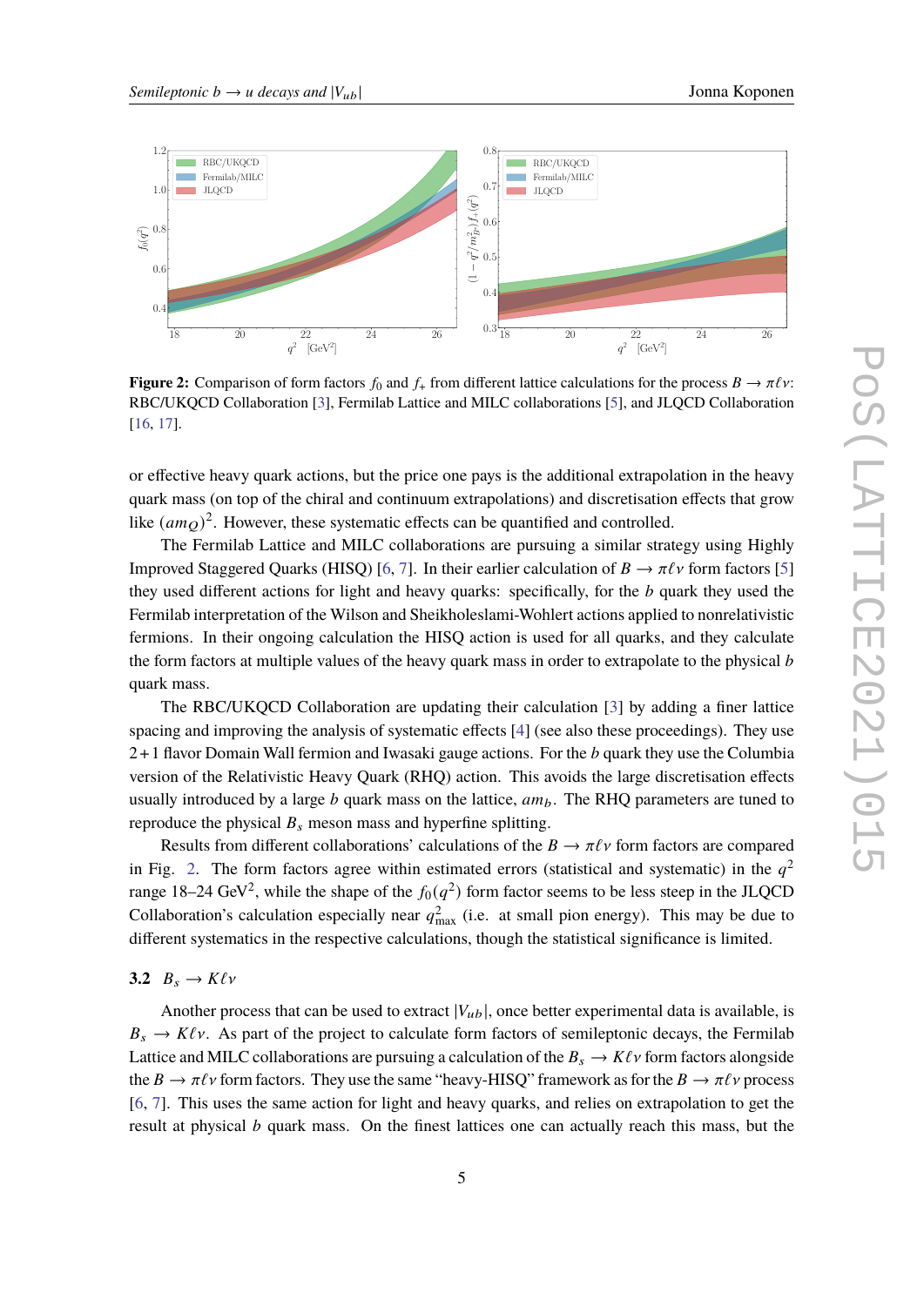**Figure 2:** Comparison of form factors $f_0$ and $f_+$ from different lattice calculations for the process $B \to \pi \ell \nu$: RBC/UKQCD Collaboration [3], Fermilab Lattice and MILC collaborations [5], and JLQCD Collaboration [16, 17].

or effective heavy quark actions, but the price one pays is the additional extrapolation in the heavy quark mass (on top of the chiral and continuum extrapolations) and discretisation effects that grow like $(am_Q)^2$. However, these systematic effects can be quantified and controlled.

The Fermilab Lattice and MILC collaborations are pursuing a similar strategy using Highly Improved Staggered Quarks (HISQ) [6, 7]. In their earlier calculation of $B \to \pi \ell \nu$ form factors [5] they used different actions for light and heavy quarks: specifically, for the $b$ quark they used the Fermilab interpretation of the Wilson and Sheikholeslami-Wohlert actions applied to nonrelativistic fermions. In their ongoing calculation the HISQ action is used for all quarks, and they calculate the form factors at multiple values of the heavy quark mass in order to extrapolate to the physical $b$ quark mass.

The RBC/UKQCD Collaboration are updating their calculation [3] by adding a finer lattice spacing and improving the analysis of systematic effects [4] (see also these proceedings). They use 2+1 flavor Domain Wall fermion and Iwasaki gauge actions. For the $b$ quark they use the Columbia version of the Relativistic Heavy Quark (RHQ) action. This avoids the large discretisation effects usually introduced by a large $b$ quark mass on the lattice, $am_b$. The RHQ parameters are tuned to reproduce the physical $B_s$ meson mass and hyperfine splitting.

Results from different collaborations' calculations of the $B \to \pi \ell \nu$ form factors are compared in Fig. 2. The form factors agree within estimated errors (statistical and systematic) in the $q^2$ range 18–24 GeV$^2$, while the shape of the $f_0(q^2)$ form factor seems to be less steep in the JLQCD Collaboration's calculation especially near $q^2_{\max}$ (i.e. at small pion energy). This may be due to different systematics in the respective calculations, though the statistical significance is limited.

### 3.2 $B_s \to K \ell \nu$

Another process that can be used to extract $|V_{ub}|$, once better experimental data is available, is $B_s \to K \ell \nu$. As part of the project to calculate form factors of semileptonic decays, the Fermilab Lattice and MILC collaborations are pursuing a calculation of the $B_s \to K \ell \nu$ form factors alongside the $B \to \pi \ell \nu$ form factors. They use the same "heavy-HISQ" framework as for the $B \to \pi \ell \nu$ process [6, 7]. This uses the same action for light and heavy quarks, and relies on extrapolation to get the result at physical $b$ quark mass. On the finest lattices one can actually reach this mass, but the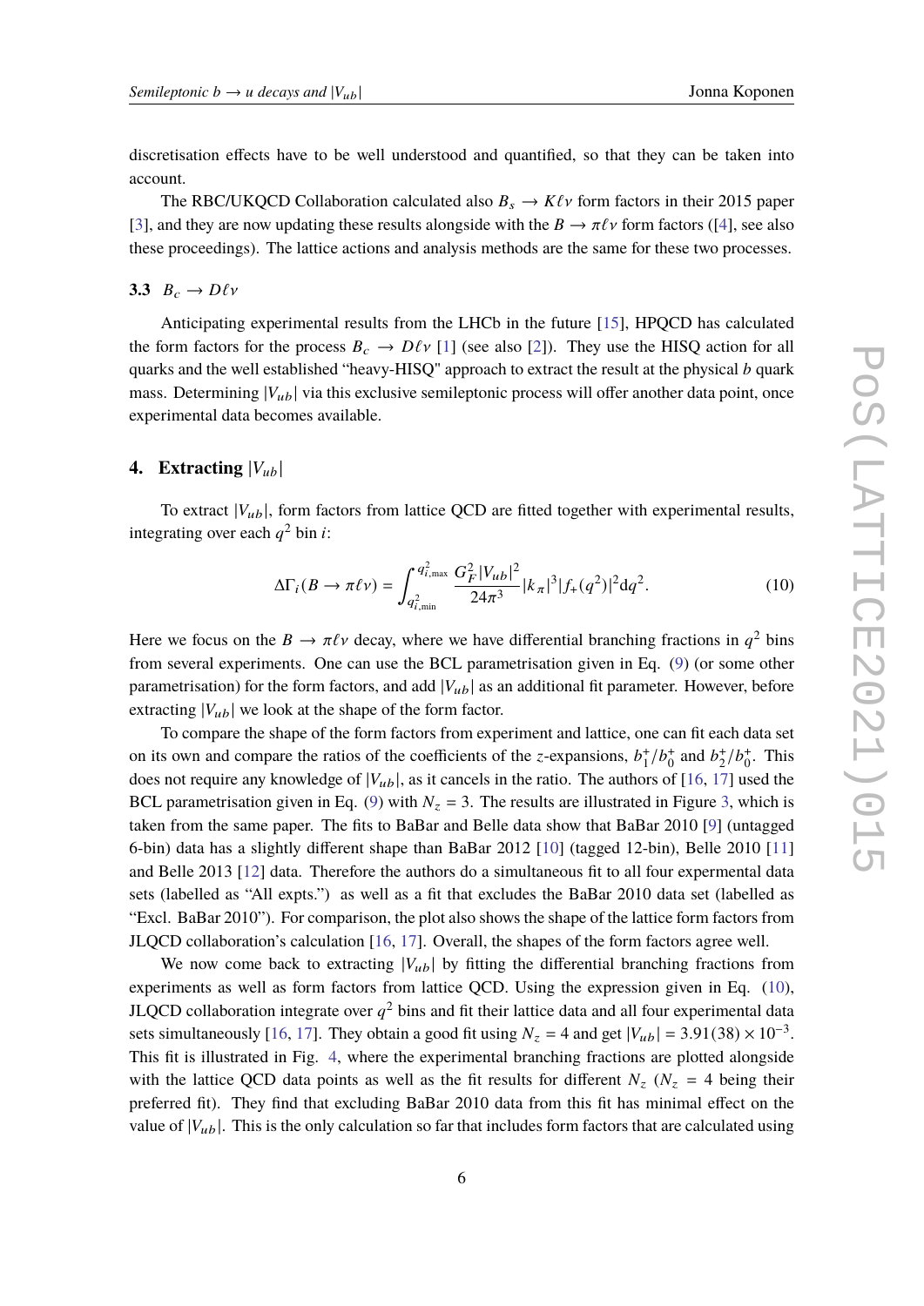discretisation effects have to be well understood and quantified, so that they can be taken into account.

The RBC/UKQCD Collaboration calculated also $B_s \to K\ell\nu$ form factors in their 2015 paper [3], and they are now updating these results alongside with the $B \to \pi\ell\nu$ form factors ([4], see also these proceedings). The lattice actions and analysis methods are the same for these two processes.

### 3.3 $B_c \to D\ell\nu$

Anticipating experimental results from the LHCb in the future [15], HPQCD has calculated the form factors for the process $B_c \to D\ell\nu$ [1] (see also [2]). They use the HISQ action for all quarks and the well established "heavy-HISQ" approach to extract the result at the physical $b$ quark mass. Determining $|V_{ub}|$ via this exclusive semileptonic process will offer another data point, once experimental data becomes available.

## 4. Extracting $|V_{ub}|$

To extract $|V_{ub}|$, form factors from lattice QCD are fitted together with experimental results, integrating over each $q^2$ bin $i$:

$$\Delta\Gamma_i(B \to \pi\ell\nu) = \int_{q^2_{i,\mathrm{min}}}^{q^2_{i,\mathrm{max}}} \frac{G_F^2 |V_{ub}|^2}{24\pi^3} |k_\pi|^3 |f_+(q^2)|^2 \mathrm{d}q^2. \tag{10}$$

Here we focus on the $B \to \pi\ell\nu$ decay, where we have differential branching fractions in $q^2$ bins from several experiments. One can use the BCL parametrisation given in Eq. (9) (or some other parametrisation) for the form factors, and add $|V_{ub}|$ as an additional fit parameter. However, before extracting $|V_{ub}|$ we look at the shape of the form factor.

To compare the shape of the form factors from experiment and lattice, one can fit each data set on its own and compare the ratios of the coefficients of the $z$-expansions, $b_1^+/b_0^+$ and $b_2^+/b_0^+$. This does not require any knowledge of $|V_{ub}|$, as it cancels in the ratio. The authors of [16, 17] used the BCL parametrisation given in Eq. (9) with $N_z = 3$. The results are illustrated in Figure 3, which is taken from the same paper. The fits to BaBar and Belle data show that BaBar 2010 [9] (untagged 6-bin) data has a slightly different shape than BaBar 2012 [10] (tagged 12-bin), Belle 2010 [11] and Belle 2013 [12] data. Therefore the authors do a simultaneous fit to all four expermental data sets (labelled as "All expts.") as well as a fit that excludes the BaBar 2010 data set (labelled as "Excl. BaBar 2010"). For comparison, the plot also shows the shape of the lattice form factors from JLQCD collaboration's calculation [16, 17]. Overall, the shapes of the form factors agree well.

We now come back to extracting $|V_{ub}|$ by fitting the differential branching fractions from experiments as well as form factors from lattice QCD. Using the expression given in Eq. (10), JLQCD collaboration integrate over $q^2$ bins and fit their lattice data and all four experimental data sets simultaneously [16, 17]. They obtain a good fit using $N_z = 4$ and get $|V_{ub}| = 3.91(38) \times 10^{-3}$. This fit is illustrated in Fig. 4, where the experimental branching fractions are plotted alongside with the lattice QCD data points as well as the fit results for different $N_z$ ($N_z = 4$ being their preferred fit). They find that excluding BaBar 2010 data from this fit has minimal effect on the value of $|V_{ub}|$. This is the only calculation so far that includes form factors that are calculated using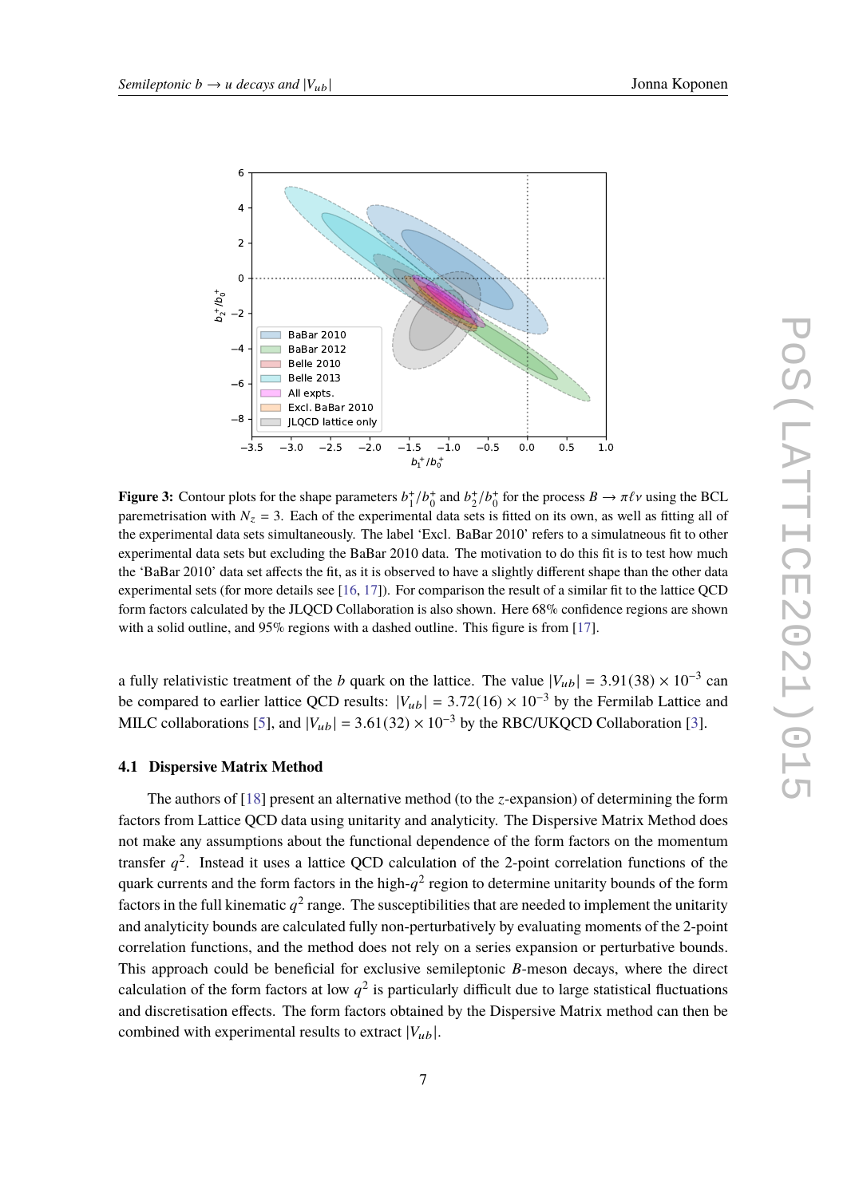**Figure 3:** Contour plots for the shape parameters $b_1^+/b_0^+$ and $b_2^+/b_0^+$ for the process $B \to \pi \ell \nu$ using the BCL paremetrisation with $N_z = 3$. Each of the experimental data sets is fitted on its own, as well as fitting all of the experimental data sets simultaneously. The label 'Excl. BaBar 2010' refers to a simulatneous fit to other experimental data sets but excluding the BaBar 2010 data. The motivation to do this fit is to test how much the 'BaBar 2010' data set affects the fit, as it is observed to have a slightly different shape than the other data experimental sets (for more details see [16, 17]). For comparison the result of a similar fit to the lattice QCD form factors calculated by the JLQCD Collaboration is also shown. Here 68% confidence regions are shown with a solid outline, and 95% regions with a dashed outline. This figure is from [17].

a fully relativistic treatment of the $b$ quark on the lattice. The value $|V_{ub}| = 3.91(38) \times 10^{-3}$ can be compared to earlier lattice QCD results: $|V_{ub}| = 3.72(16) \times 10^{-3}$ by the Fermilab Lattice and MILC collaborations [5], and $|V_{ub}| = 3.61(32) \times 10^{-3}$ by the RBC/UKQCD Collaboration [3].

### 4.1 Dispersive Matrix Method

The authors of [18] present an alternative method (to the $z$-expansion) of determining the form factors from Lattice QCD data using unitarity and analyticity. The Dispersive Matrix Method does not make any assumptions about the functional dependence of the form factors on the momentum transfer $q^2$. Instead it uses a lattice QCD calculation of the 2-point correlation functions of the quark currents and the form factors in the high-$q^2$ region to determine unitarity bounds of the form factors in the full kinematic $q^2$ range. The susceptibilities that are needed to implement the unitarity and analyticity bounds are calculated fully non-perturbatively by evaluating moments of the 2-point correlation functions, and the method does not rely on a series expansion or perturbative bounds. This approach could be beneficial for exclusive semileptonic $B$-meson decays, where the direct calculation of the form factors at low $q^2$ is particularly difficult due to large statistical fluctuations and discretisation effects. The form factors obtained by the Dispersive Matrix method can then be combined with experimental results to extract $|V_{ub}|$.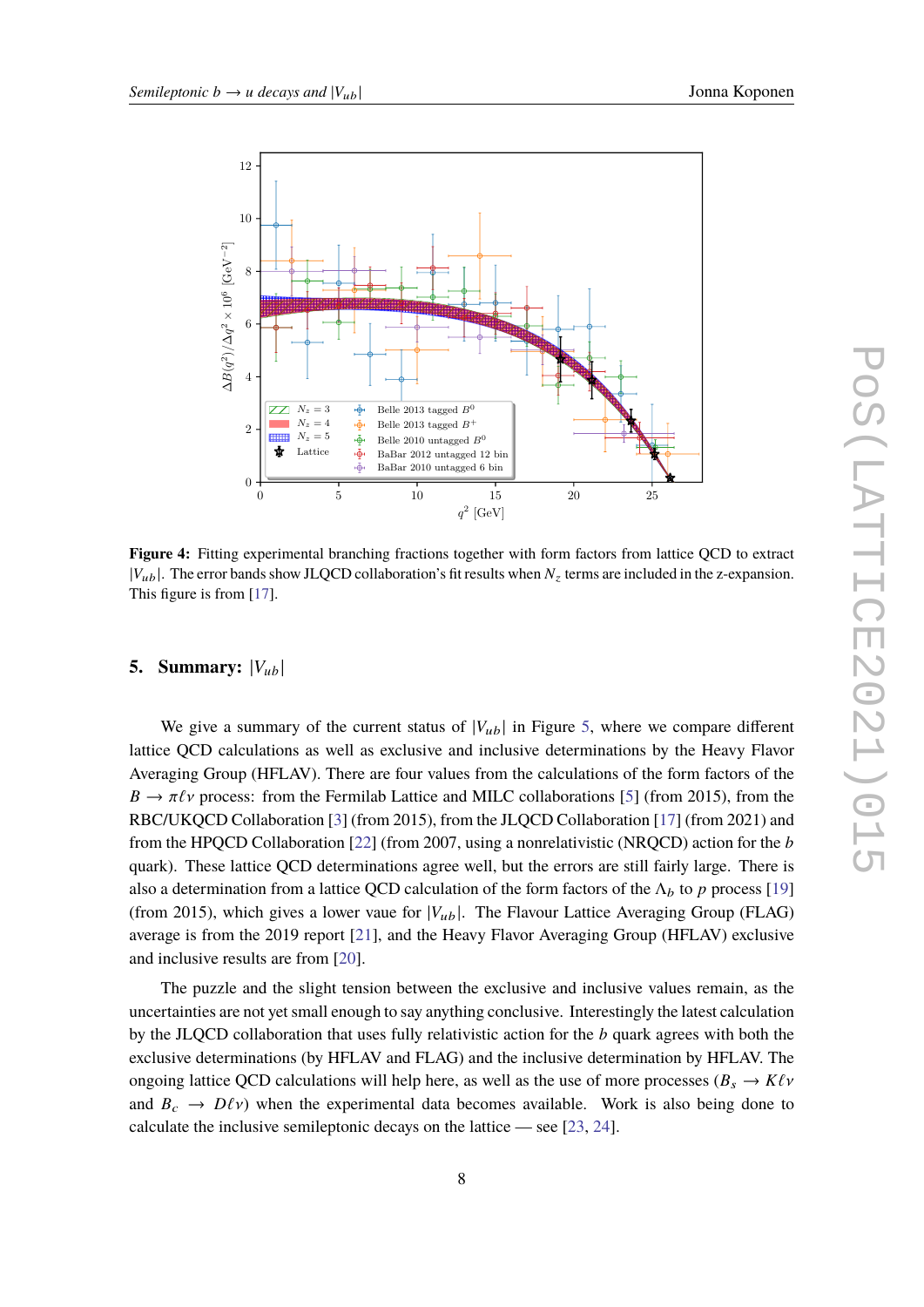**Figure 4:** Fitting experimental branching fractions together with form factors from lattice QCD to extract $|V_{ub}|$. The error bands show JLQCD collaboration's fit results when $N_z$ terms are included in the z-expansion. This figure is from [17].

## 5. Summary: $|V_{ub}|$

We give a summary of the current status of $|V_{ub}|$ in Figure 5, where we compare different lattice QCD calculations as well as exclusive and inclusive determinations by the Heavy Flavor Averaging Group (HFLAV). There are four values from the calculations of the form factors of the $B \to \pi\ell\nu$ process: from the Fermilab Lattice and MILC collaborations [5] (from 2015), from the RBC/UKQCD Collaboration [3] (from 2015), from the JLQCD Collaboration [17] (from 2021) and from the HPQCD Collaboration [22] (from 2007, using a nonrelativistic (NRQCD) action for the $b$ quark). These lattice QCD determinations agree well, but the errors are still fairly large. There is also a determination from a lattice QCD calculation of the form factors of the $\Lambda_b$ to $p$ process [19] (from 2015), which gives a lower vaue for $|V_{ub}|$. The Flavour Lattice Averaging Group (FLAG) average is from the 2019 report [21], and the Heavy Flavor Averaging Group (HFLAV) exclusive and inclusive results are from [20].

The puzzle and the slight tension between the exclusive and inclusive values remain, as the uncertainties are not yet small enough to say anything conclusive. Interestingly the latest calculation by the JLQCD collaboration that uses fully relativistic action for the $b$ quark agrees with both the exclusive determinations (by HFLAV and FLAG) and the inclusive determination by HFLAV. The ongoing lattice QCD calculations will help here, as well as the use of more processes ($B_s \to K\ell\nu$ and $B_c \to D\ell\nu$) when the experimental data becomes available. Work is also being done to calculate the inclusive semileptonic decays on the lattice — see [23, 24].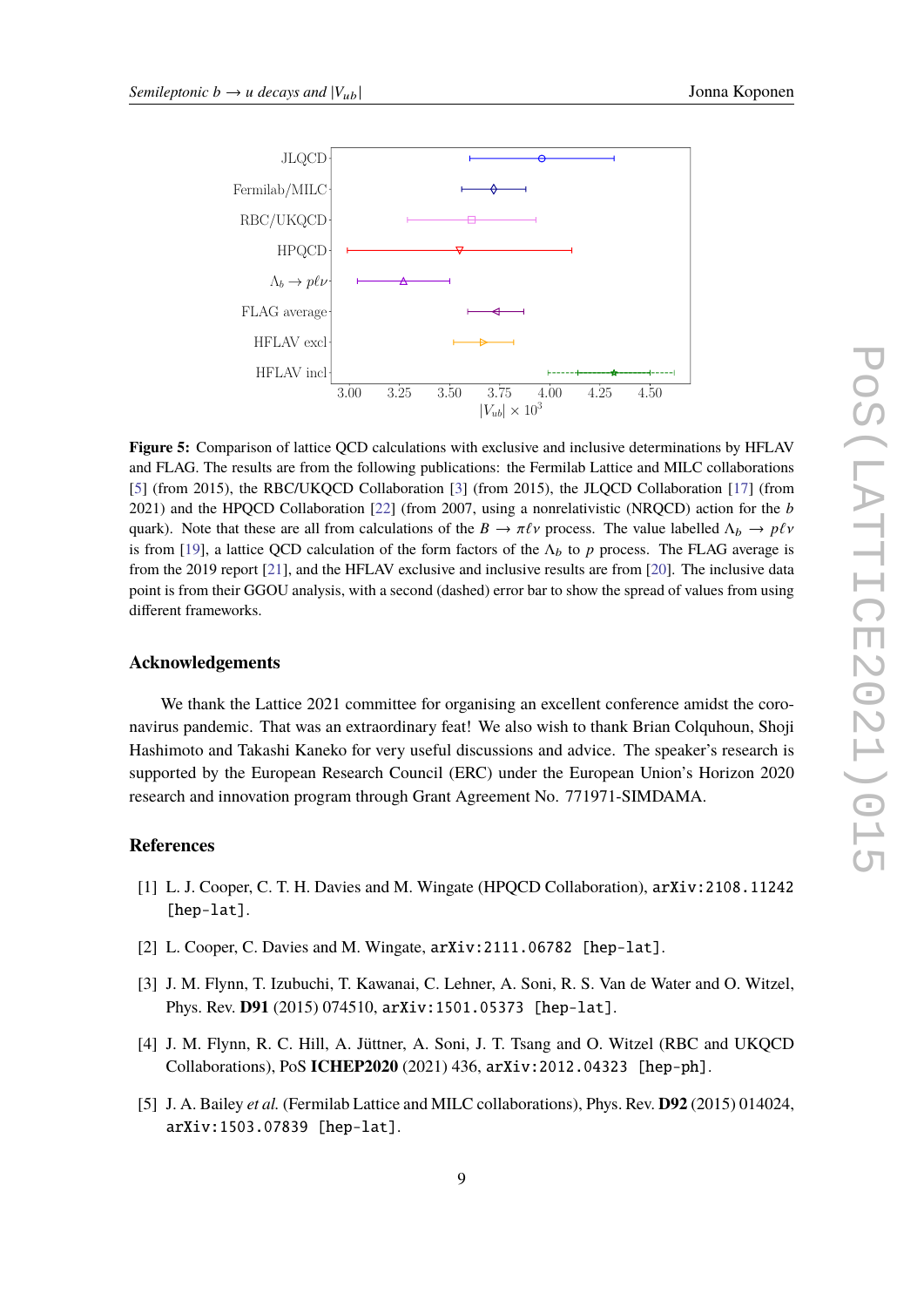**Figure 5:** Comparison of lattice QCD calculations with exclusive and inclusive determinations by HFLAV and FLAG. The results are from the following publications: the Fermilab Lattice and MILC collaborations [5] (from 2015), the RBC/UKQCD Collaboration [3] (from 2015), the JLQCD Collaboration [17] (from 2021) and the HPQCD Collaboration [22] (from 2007, using a nonrelativistic (NRQCD) action for the $b$ quark). Note that these are all from calculations of the $B \to \pi\ell\nu$ process. The value labelled $\Lambda_b \to p\ell\nu$ is from [19], a lattice QCD calculation of the form factors of the $\Lambda_b$ to $p$ process. The FLAG average is from the 2019 report [21], and the HFLAV exclusive and inclusive results are from [20]. The inclusive data point is from their GGOU analysis, with a second (dashed) error bar to show the spread of values from using different frameworks.

## Acknowledgements

We thank the Lattice 2021 committee for organising an excellent conference amidst the coronavirus pandemic. That was an extraordinary feat! We also wish to thank Brian Colquhoun, Shoji Hashimoto and Takashi Kaneko for very useful discussions and advice. The speaker's research is supported by the European Research Council (ERC) under the European Union's Horizon 2020 research and innovation program through Grant Agreement No. 771971-SIMDAMA.

## References

[1] L. J. Cooper, C. T. H. Davies and M. Wingate (HPQCD Collaboration), `arXiv:2108.11242 [hep-lat]`.

[2] L. Cooper, C. Davies and M. Wingate, `arXiv:2111.06782 [hep-lat]`.

[3] J. M. Flynn, T. Izubuchi, T. Kawanai, C. Lehner, A. Soni, R. S. Van de Water and O. Witzel, Phys. Rev. **D91** (2015) 074510, `arXiv:1501.05373 [hep-lat]`.

[4] J. M. Flynn, R. C. Hill, A. Jüttner, A. Soni, J. T. Tsang and O. Witzel (RBC and UKQCD Collaborations), PoS **ICHEP2020** (2021) 436, `arXiv:2012.04323 [hep-ph]`.

[5] J. A. Bailey *et al.* (Fermilab Lattice and MILC collaborations), Phys. Rev. **D92** (2015) 014024, `arXiv:1503.07839 [hep-lat]`.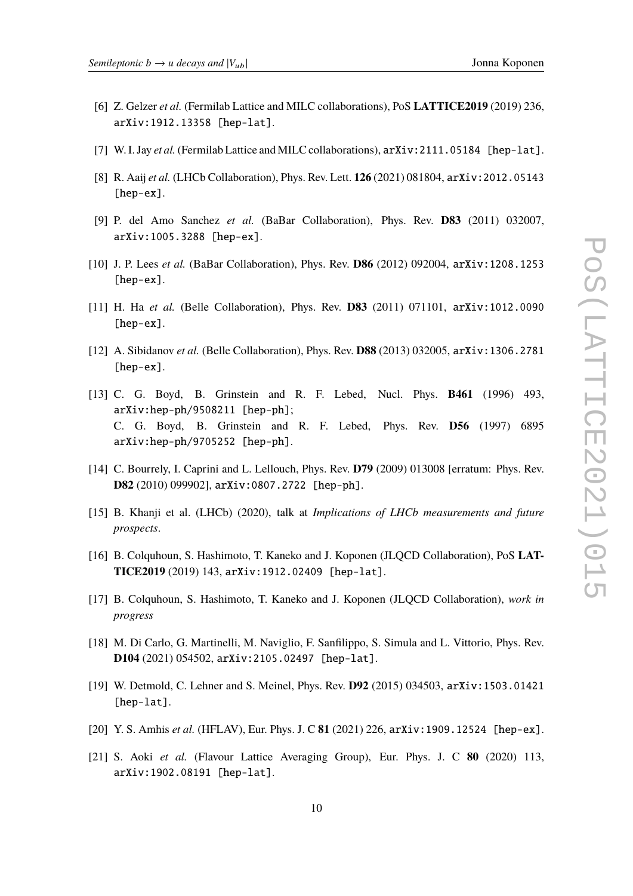[6] Z. Gelzer *et al.* (Fermilab Lattice and MILC collaborations), PoS **LATTICE2019** (2019) 236, arXiv:1912.13358 [hep-lat].

[7] W. I. Jay *et al.* (Fermilab Lattice and MILC collaborations), arXiv:2111.05184 [hep-lat].

[8] R. Aaij *et al.* (LHCb Collaboration), Phys. Rev. Lett. **126** (2021) 081804, arXiv:2012.05143 [hep-ex].

[9] P. del Amo Sanchez *et al.* (BaBar Collaboration), Phys. Rev. **D83** (2011) 032007, arXiv:1005.3288 [hep-ex].

[10] J. P. Lees *et al.* (BaBar Collaboration), Phys. Rev. **D86** (2012) 092004, arXiv:1208.1253 [hep-ex].

[11] H. Ha *et al.* (Belle Collaboration), Phys. Rev. **D83** (2011) 071101, arXiv:1012.0090 [hep-ex].

[12] A. Sibidanov *et al.* (Belle Collaboration), Phys. Rev. **D88** (2013) 032005, arXiv:1306.2781 [hep-ex].

[13] C. G. Boyd, B. Grinstein and R. F. Lebed, Nucl. Phys. **B461** (1996) 493, arXiv:hep-ph/9508211 [hep-ph];
C. G. Boyd, B. Grinstein and R. F. Lebed, Phys. Rev. **D56** (1997) 6895 arXiv:hep-ph/9705252 [hep-ph].

[14] C. Bourrely, I. Caprini and L. Lellouch, Phys. Rev. **D79** (2009) 013008 [erratum: Phys. Rev. **D82** (2010) 099902], arXiv:0807.2722 [hep-ph].

[15] B. Khanji et al. (LHCb) (2020), talk at *Implications of LHCb measurements and future prospects*.

[16] B. Colquhoun, S. Hashimoto, T. Kaneko and J. Koponen (JLQCD Collaboration), PoS **LATTICE2019** (2019) 143, arXiv:1912.02409 [hep-lat].

[17] B. Colquhoun, S. Hashimoto, T. Kaneko and J. Koponen (JLQCD Collaboration), *work in progress*

[18] M. Di Carlo, G. Martinelli, M. Naviglio, F. Sanfilippo, S. Simula and L. Vittorio, Phys. Rev. **D104** (2021) 054502, arXiv:2105.02497 [hep-lat].

[19] W. Detmold, C. Lehner and S. Meinel, Phys. Rev. **D92** (2015) 034503, arXiv:1503.01421 [hep-lat].

[20] Y. S. Amhis *et al.* (HFLAV), Eur. Phys. J. C **81** (2021) 226, arXiv:1909.12524 [hep-ex].

[21] S. Aoki *et al.* (Flavour Lattice Averaging Group), Eur. Phys. J. C **80** (2020) 113, arXiv:1902.08191 [hep-lat].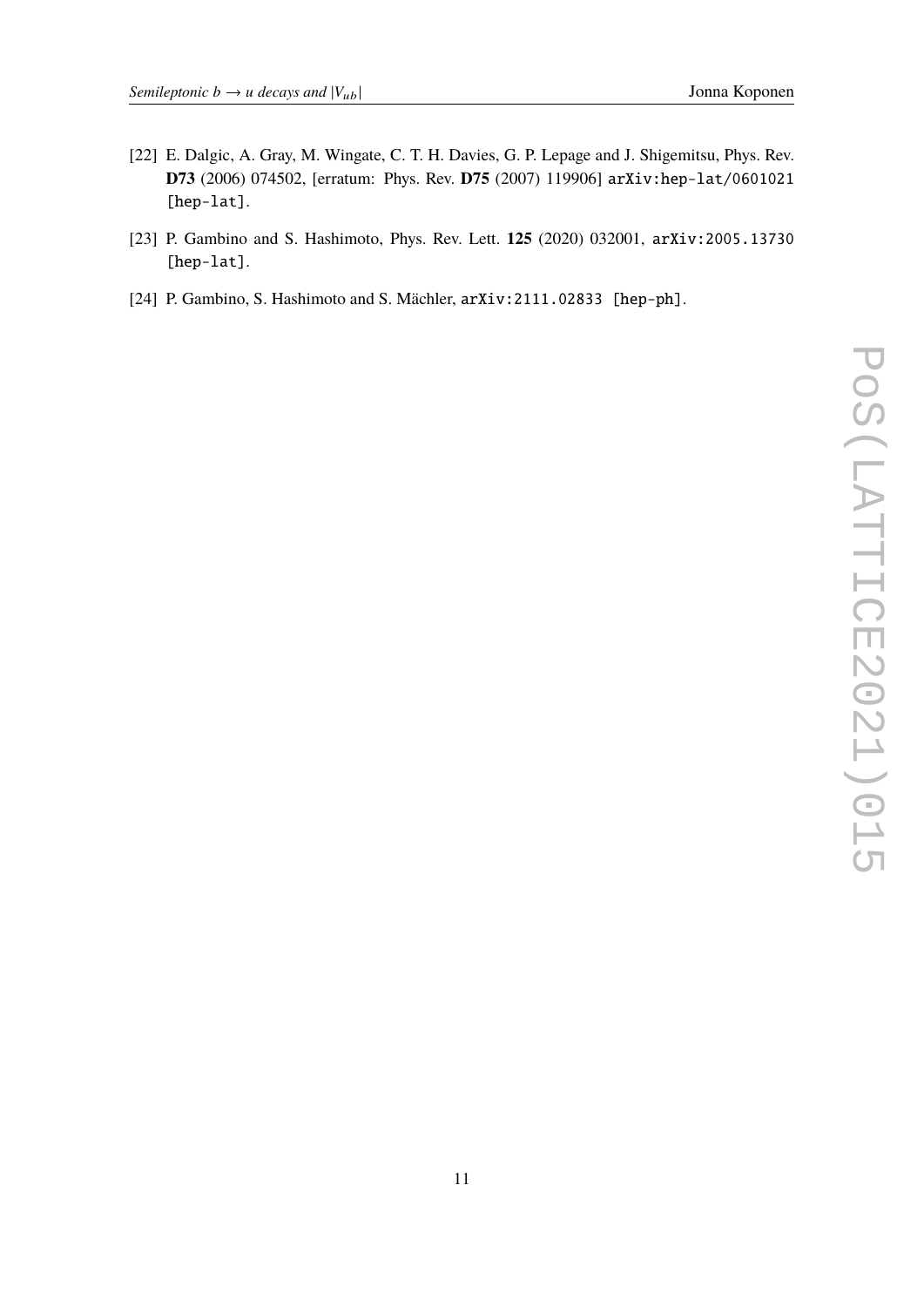[22] E. Dalgic, A. Gray, M. Wingate, C. T. H. Davies, G. P. Lepage and J. Shigemitsu, Phys. Rev. **D73** (2006) 074502, [erratum: Phys. Rev. **D75** (2007) 119906] arXiv:hep-lat/0601021 [hep-lat].

[23] P. Gambino and S. Hashimoto, Phys. Rev. Lett. **125** (2020) 032001, arXiv:2005.13730 [hep-lat].

[24] P. Gambino, S. Hashimoto and S. Mächler, arXiv:2111.02833 [hep-ph].